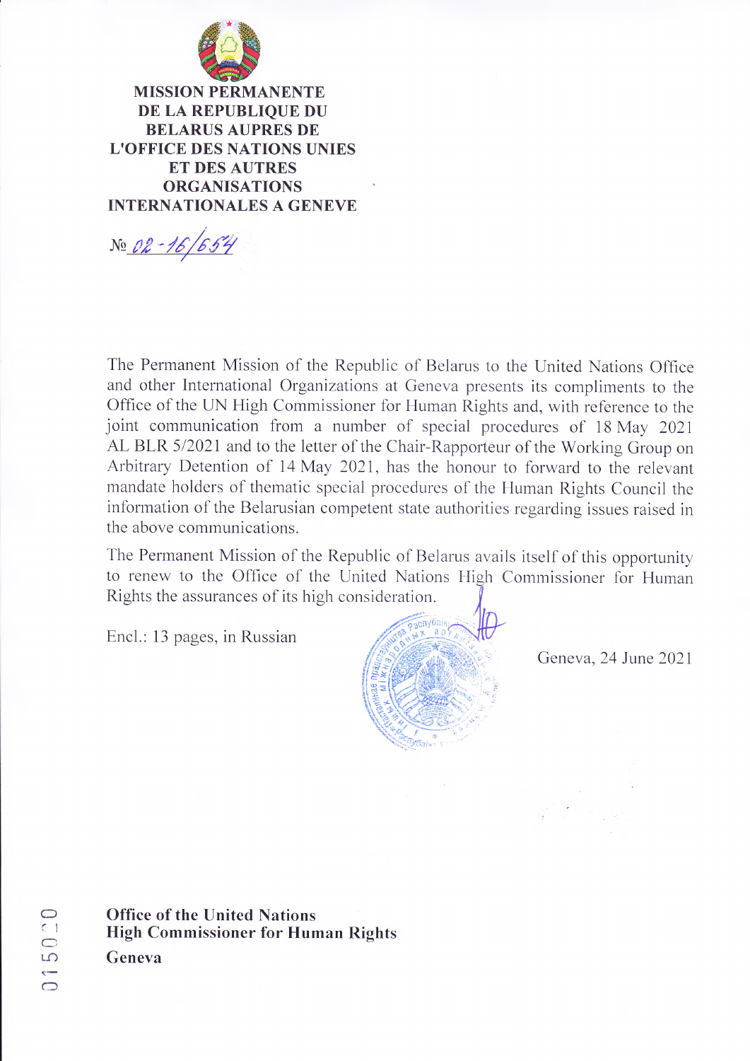**MISSION PERMANENTE DE LA REPUBLIQUE DU BELARUS AUPRES DE L'OFFICE DES NATIONS UNIES ET DES AUTRES ORGANISATIONS INTERNATIONALES A GENEVE**

№ 02-16/654

The Permanent Mission of the Republic of Belarus to the United Nations Office and other International Organizations at Geneva presents its compliments to the Office of the UN High Commissioner for Human Rights and, with reference to the joint communication from a number of special procedures of 18 May 2021 AL BLR 5/2021 and to the letter of the Chair-Rapporteur of the Working Group on Arbitrary Detention of 14 May 2021, has the honour to forward to the relevant mandate holders of thematic special procedures of the Human Rights Council the information of the Belarusian competent state authorities regarding issues raised in the above communications.

The Permanent Mission of the Republic of Belarus avails itself of this opportunity to renew to the Office of the United Nations High Commissioner for Human Rights the assurances of its high consideration.

Encl.: 13 pages, in Russian

Geneva, 24 June 2021

**Office of the United Nations High Commissioner for Human Rights**

**Geneva**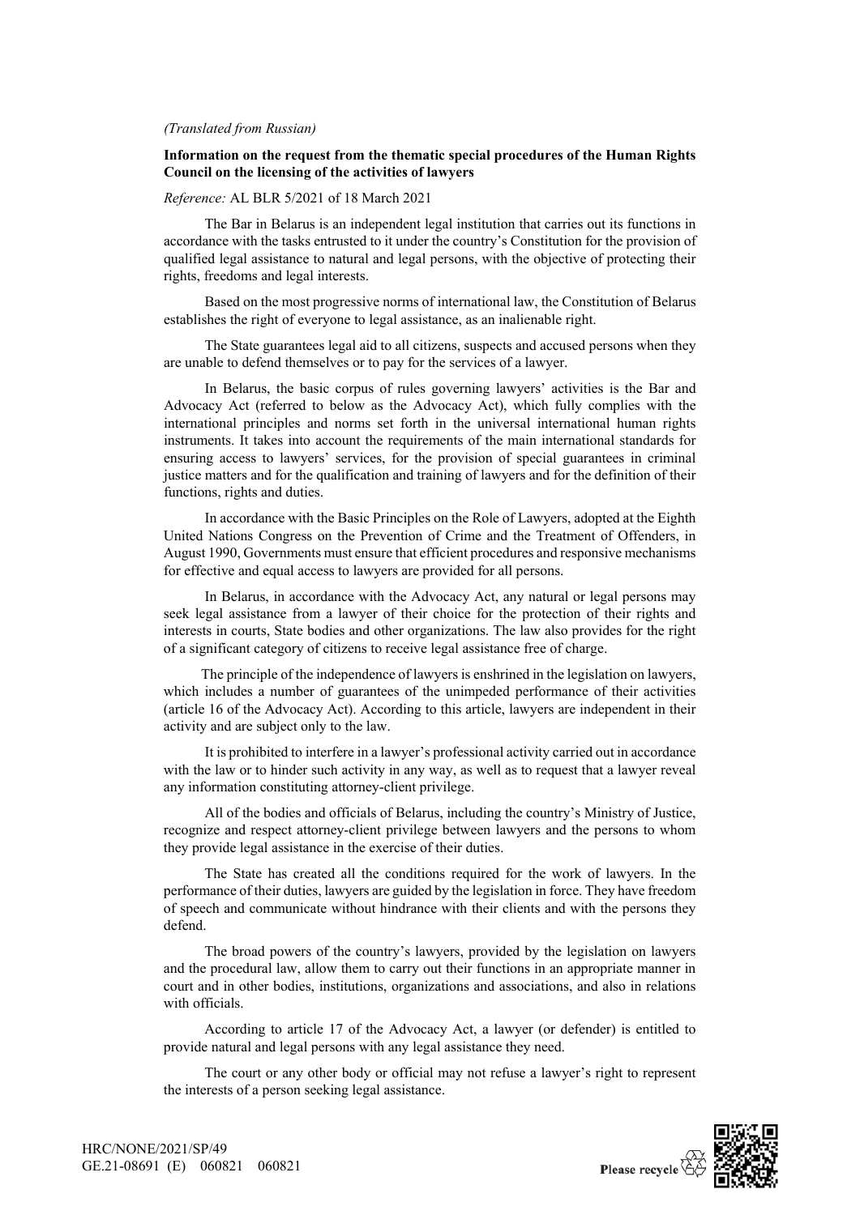*(Translated from Russian)*

**Information on the request from the thematic special procedures of the Human Rights Council on the licensing of the activities of lawyers**

*Reference:* AL BLR 5/2021 of 18 March 2021

The Bar in Belarus is an independent legal institution that carries out its functions in accordance with the tasks entrusted to it under the country's Constitution for the provision of qualified legal assistance to natural and legal persons, with the objective of protecting their rights, freedoms and legal interests.

Based on the most progressive norms of international law, the Constitution of Belarus establishes the right of everyone to legal assistance, as an inalienable right.

The State guarantees legal aid to all citizens, suspects and accused persons when they are unable to defend themselves or to pay for the services of a lawyer.

In Belarus, the basic corpus of rules governing lawyers' activities is the Bar and Advocacy Act (referred to below as the Advocacy Act), which fully complies with the international principles and norms set forth in the universal international human rights instruments. It takes into account the requirements of the main international standards for ensuring access to lawyers' services, for the provision of special guarantees in criminal justice matters and for the qualification and training of lawyers and for the definition of their functions, rights and duties.

In accordance with the Basic Principles on the Role of Lawyers, adopted at the Eighth United Nations Congress on the Prevention of Crime and the Treatment of Offenders, in August 1990, Governments must ensure that efficient procedures and responsive mechanisms for effective and equal access to lawyers are provided for all persons.

In Belarus, in accordance with the Advocacy Act, any natural or legal persons may seek legal assistance from a lawyer of their choice for the protection of their rights and interests in courts, State bodies and other organizations. The law also provides for the right of a significant category of citizens to receive legal assistance free of charge.

The principle of the independence of lawyers is enshrined in the legislation on lawyers, which includes a number of guarantees of the unimpeded performance of their activities (article 16 of the Advocacy Act). According to this article, lawyers are independent in their activity and are subject only to the law.

It is prohibited to interfere in a lawyer's professional activity carried out in accordance with the law or to hinder such activity in any way, as well as to request that a lawyer reveal any information constituting attorney-client privilege.

All of the bodies and officials of Belarus, including the country's Ministry of Justice, recognize and respect attorney-client privilege between lawyers and the persons to whom they provide legal assistance in the exercise of their duties.

The State has created all the conditions required for the work of lawyers. In the performance of their duties, lawyers are guided by the legislation in force. They have freedom of speech and communicate without hindrance with their clients and with the persons they defend.

The broad powers of the country's lawyers, provided by the legislation on lawyers and the procedural law, allow them to carry out their functions in an appropriate manner in court and in other bodies, institutions, organizations and associations, and also in relations with officials.

According to article 17 of the Advocacy Act, a lawyer (or defender) is entitled to provide natural and legal persons with any legal assistance they need.

The court or any other body or official may not refuse a lawyer's right to represent the interests of a person seeking legal assistance.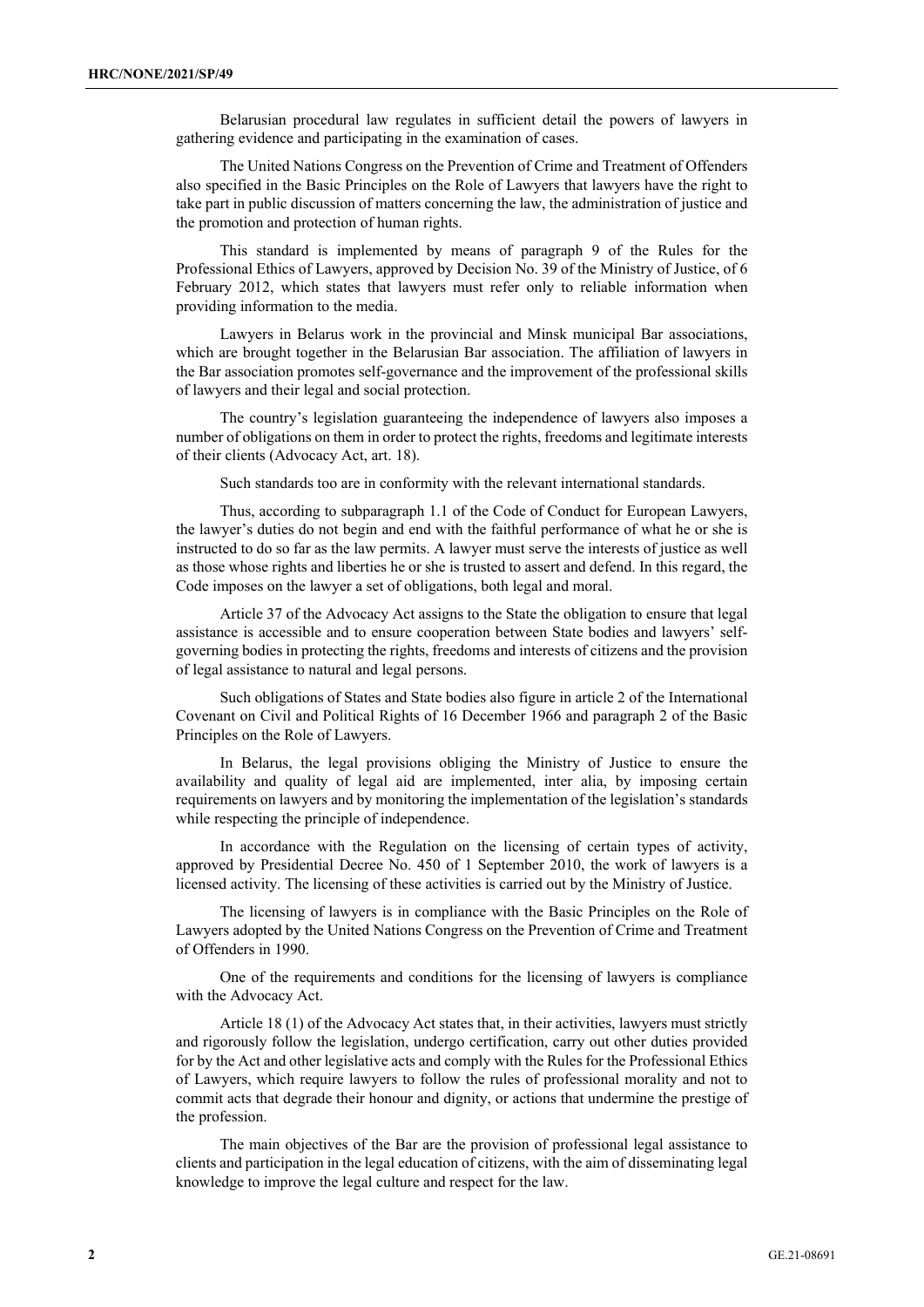Belarusian procedural law regulates in sufficient detail the powers of lawyers in gathering evidence and participating in the examination of cases.

The United Nations Congress on the Prevention of Crime and Treatment of Offenders also specified in the Basic Principles on the Role of Lawyers that lawyers have the right to take part in public discussion of matters concerning the law, the administration of justice and the promotion and protection of human rights.

This standard is implemented by means of paragraph 9 of the Rules for the Professional Ethics of Lawyers, approved by Decision No. 39 of the Ministry of Justice, of 6 February 2012, which states that lawyers must refer only to reliable information when providing information to the media.

Lawyers in Belarus work in the provincial and Minsk municipal Bar associations, which are brought together in the Belarusian Bar association. The affiliation of lawyers in the Bar association promotes self-governance and the improvement of the professional skills of lawyers and their legal and social protection.

The country's legislation guaranteeing the independence of lawyers also imposes a number of obligations on them in order to protect the rights, freedoms and legitimate interests of their clients (Advocacy Act, art. 18).

Such standards too are in conformity with the relevant international standards.

Thus, according to subparagraph 1.1 of the Code of Conduct for European Lawyers, the lawyer's duties do not begin and end with the faithful performance of what he or she is instructed to do so far as the law permits. A lawyer must serve the interests of justice as well as those whose rights and liberties he or she is trusted to assert and defend. In this regard, the Code imposes on the lawyer a set of obligations, both legal and moral.

Article 37 of the Advocacy Act assigns to the State the obligation to ensure that legal assistance is accessible and to ensure cooperation between State bodies and lawyers' self-governing bodies in protecting the rights, freedoms and interests of citizens and the provision of legal assistance to natural and legal persons.

Such obligations of States and State bodies also figure in article 2 of the International Covenant on Civil and Political Rights of 16 December 1966 and paragraph 2 of the Basic Principles on the Role of Lawyers.

In Belarus, the legal provisions obliging the Ministry of Justice to ensure the availability and quality of legal aid are implemented, inter alia, by imposing certain requirements on lawyers and by monitoring the implementation of the legislation's standards while respecting the principle of independence.

In accordance with the Regulation on the licensing of certain types of activity, approved by Presidential Decree No. 450 of 1 September 2010, the work of lawyers is a licensed activity. The licensing of these activities is carried out by the Ministry of Justice.

The licensing of lawyers is in compliance with the Basic Principles on the Role of Lawyers adopted by the United Nations Congress on the Prevention of Crime and Treatment of Offenders in 1990.

One of the requirements and conditions for the licensing of lawyers is compliance with the Advocacy Act.

Article 18 (1) of the Advocacy Act states that, in their activities, lawyers must strictly and rigorously follow the legislation, undergo certification, carry out other duties provided for by the Act and other legislative acts and comply with the Rules for the Professional Ethics of Lawyers, which require lawyers to follow the rules of professional morality and not to commit acts that degrade their honour and dignity, or actions that undermine the prestige of the profession.

The main objectives of the Bar are the provision of professional legal assistance to clients and participation in the legal education of citizens, with the aim of disseminating legal knowledge to improve the legal culture and respect for the law.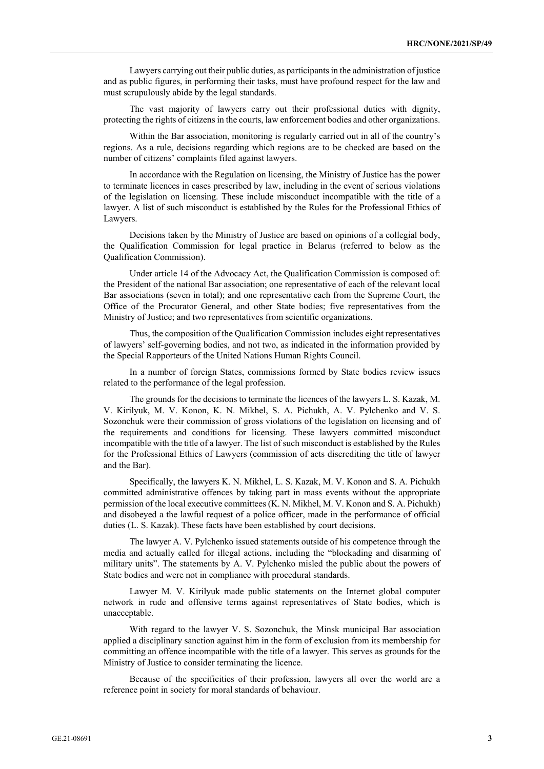Lawyers carrying out their public duties, as participants in the administration of justice and as public figures, in performing their tasks, must have profound respect for the law and must scrupulously abide by the legal standards.

The vast majority of lawyers carry out their professional duties with dignity, protecting the rights of citizens in the courts, law enforcement bodies and other organizations.

Within the Bar association, monitoring is regularly carried out in all of the country's regions. As a rule, decisions regarding which regions are to be checked are based on the number of citizens' complaints filed against lawyers.

In accordance with the Regulation on licensing, the Ministry of Justice has the power to terminate licences in cases prescribed by law, including in the event of serious violations of the legislation on licensing. These include misconduct incompatible with the title of a lawyer. A list of such misconduct is established by the Rules for the Professional Ethics of Lawyers.

Decisions taken by the Ministry of Justice are based on opinions of a collegial body, the Qualification Commission for legal practice in Belarus (referred to below as the Qualification Commission).

Under article 14 of the Advocacy Act, the Qualification Commission is composed of: the President of the national Bar association; one representative of each of the relevant local Bar associations (seven in total); and one representative each from the Supreme Court, the Office of the Procurator General, and other State bodies; five representatives from the Ministry of Justice; and two representatives from scientific organizations.

Thus, the composition of the Qualification Commission includes eight representatives of lawyers' self-governing bodies, and not two, as indicated in the information provided by the Special Rapporteurs of the United Nations Human Rights Council.

In a number of foreign States, commissions formed by State bodies review issues related to the performance of the legal profession.

The grounds for the decisions to terminate the licences of the lawyers L. S. Kazak, M. V. Kirilyuk, M. V. Konon, K. N. Mikhel, S. A. Pichukh, A. V. Pylchenko and V. S. Sozonchuk were their commission of gross violations of the legislation on licensing and of the requirements and conditions for licensing. These lawyers committed misconduct incompatible with the title of a lawyer. The list of such misconduct is established by the Rules for the Professional Ethics of Lawyers (commission of acts discrediting the title of lawyer and the Bar).

Specifically, the lawyers K. N. Mikhel, L. S. Kazak, M. V. Konon and S. A. Pichukh committed administrative offences by taking part in mass events without the appropriate permission of the local executive committees (K. N. Mikhel, M. V. Konon and S. A. Pichukh) and disobeyed a the lawful request of a police officer, made in the performance of official duties (L. S. Kazak). These facts have been established by court decisions.

The lawyer A. V. Pylchenko issued statements outside of his competence through the media and actually called for illegal actions, including the "blockading and disarming of military units". The statements by A. V. Pylchenko misled the public about the powers of State bodies and were not in compliance with procedural standards.

Lawyer M. V. Kirilyuk made public statements on the Internet global computer network in rude and offensive terms against representatives of State bodies, which is unacceptable.

With regard to the lawyer V. S. Sozonchuk, the Minsk municipal Bar association applied a disciplinary sanction against him in the form of exclusion from its membership for committing an offence incompatible with the title of a lawyer. This serves as grounds for the Ministry of Justice to consider terminating the licence.

Because of the specificities of their profession, lawyers all over the world are a reference point in society for moral standards of behaviour.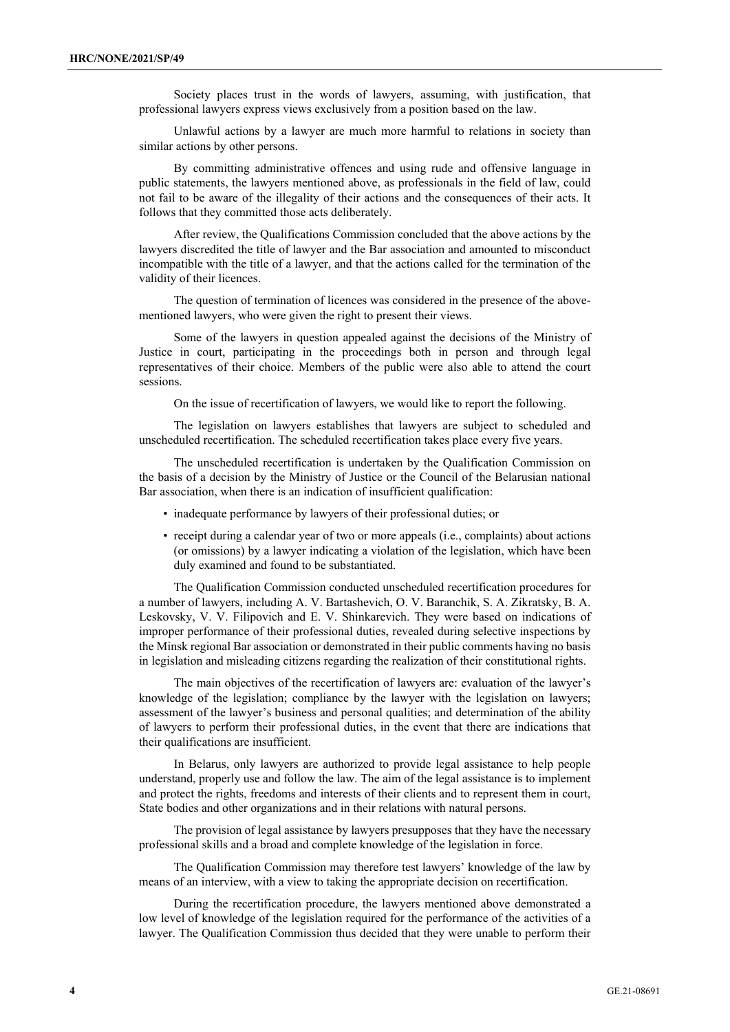Society places trust in the words of lawyers, assuming, with justification, that professional lawyers express views exclusively from a position based on the law.

Unlawful actions by a lawyer are much more harmful to relations in society than similar actions by other persons.

By committing administrative offences and using rude and offensive language in public statements, the lawyers mentioned above, as professionals in the field of law, could not fail to be aware of the illegality of their actions and the consequences of their acts. It follows that they committed those acts deliberately.

After review, the Qualifications Commission concluded that the above actions by the lawyers discredited the title of lawyer and the Bar association and amounted to misconduct incompatible with the title of a lawyer, and that the actions called for the termination of the validity of their licences.

The question of termination of licences was considered in the presence of the above-mentioned lawyers, who were given the right to present their views.

Some of the lawyers in question appealed against the decisions of the Ministry of Justice in court, participating in the proceedings both in person and through legal representatives of their choice. Members of the public were also able to attend the court sessions.

On the issue of recertification of lawyers, we would like to report the following.

The legislation on lawyers establishes that lawyers are subject to scheduled and unscheduled recertification. The scheduled recertification takes place every five years.

The unscheduled recertification is undertaken by the Qualification Commission on the basis of a decision by the Ministry of Justice or the Council of the Belarusian national Bar association, when there is an indication of insufficient qualification:

- inadequate performance by lawyers of their professional duties; or
- receipt during a calendar year of two or more appeals (i.e., complaints) about actions (or omissions) by a lawyer indicating a violation of the legislation, which have been duly examined and found to be substantiated.

The Qualification Commission conducted unscheduled recertification procedures for a number of lawyers, including A. V. Bartashevich, O. V. Baranchik, S. A. Zikratsky, B. A. Leskovsky, V. V. Filipovich and E. V. Shinkarevich. They were based on indications of improper performance of their professional duties, revealed during selective inspections by the Minsk regional Bar association or demonstrated in their public comments having no basis in legislation and misleading citizens regarding the realization of their constitutional rights.

The main objectives of the recertification of lawyers are: evaluation of the lawyer's knowledge of the legislation; compliance by the lawyer with the legislation on lawyers; assessment of the lawyer's business and personal qualities; and determination of the ability of lawyers to perform their professional duties, in the event that there are indications that their qualifications are insufficient.

In Belarus, only lawyers are authorized to provide legal assistance to help people understand, properly use and follow the law. The aim of the legal assistance is to implement and protect the rights, freedoms and interests of their clients and to represent them in court, State bodies and other organizations and in their relations with natural persons.

The provision of legal assistance by lawyers presupposes that they have the necessary professional skills and a broad and complete knowledge of the legislation in force.

The Qualification Commission may therefore test lawyers' knowledge of the law by means of an interview, with a view to taking the appropriate decision on recertification.

During the recertification procedure, the lawyers mentioned above demonstrated a low level of knowledge of the legislation required for the performance of the activities of a lawyer. The Qualification Commission thus decided that they were unable to perform their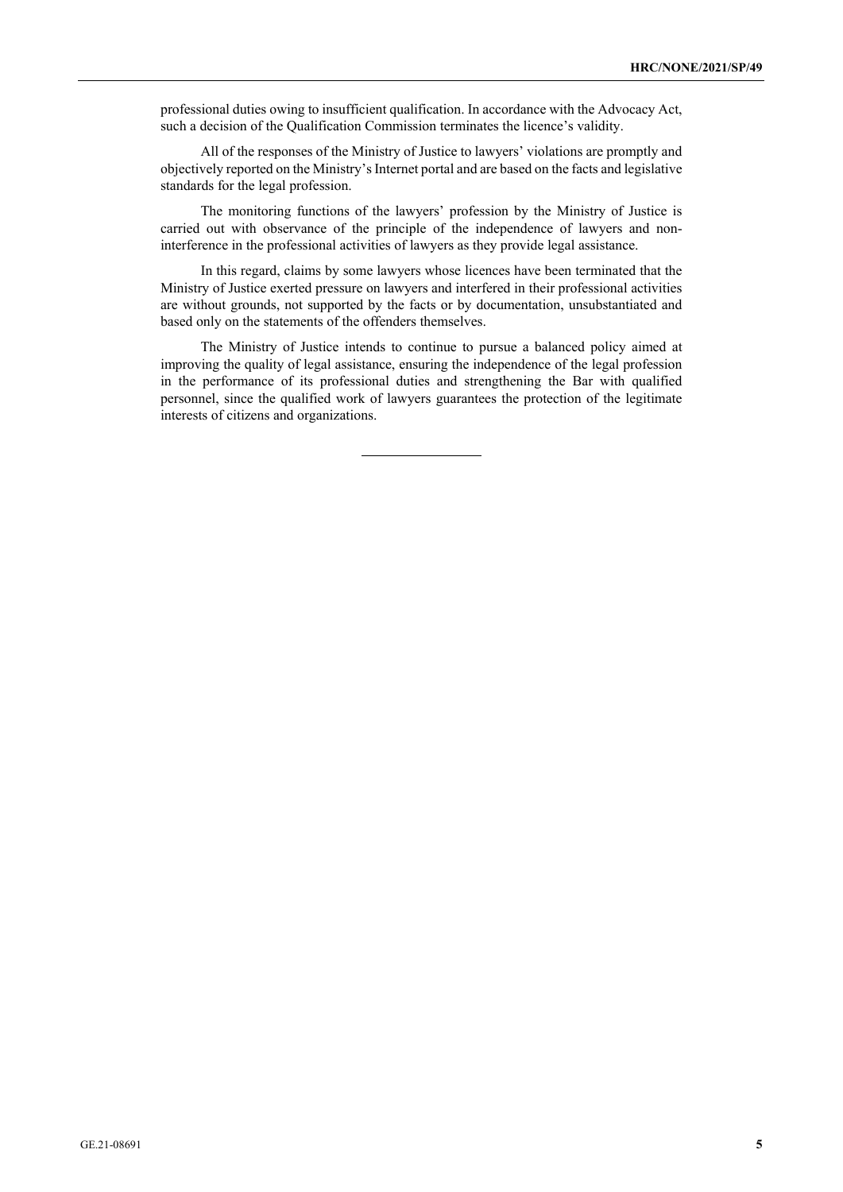professional duties owing to insufficient qualification. In accordance with the Advocacy Act, such a decision of the Qualification Commission terminates the licence's validity.

All of the responses of the Ministry of Justice to lawyers' violations are promptly and objectively reported on the Ministry's Internet portal and are based on the facts and legislative standards for the legal profession.

The monitoring functions of the lawyers' profession by the Ministry of Justice is carried out with observance of the principle of the independence of lawyers and non-interference in the professional activities of lawyers as they provide legal assistance.

In this regard, claims by some lawyers whose licences have been terminated that the Ministry of Justice exerted pressure on lawyers and interfered in their professional activities are without grounds, not supported by the facts or by documentation, unsubstantiated and based only on the statements of the offenders themselves.

The Ministry of Justice intends to continue to pursue a balanced policy aimed at improving the quality of legal assistance, ensuring the independence of the legal profession in the performance of its professional duties and strengthening the Bar with qualified personnel, since the qualified work of lawyers guarantees the protection of the legitimate interests of citizens and organizations.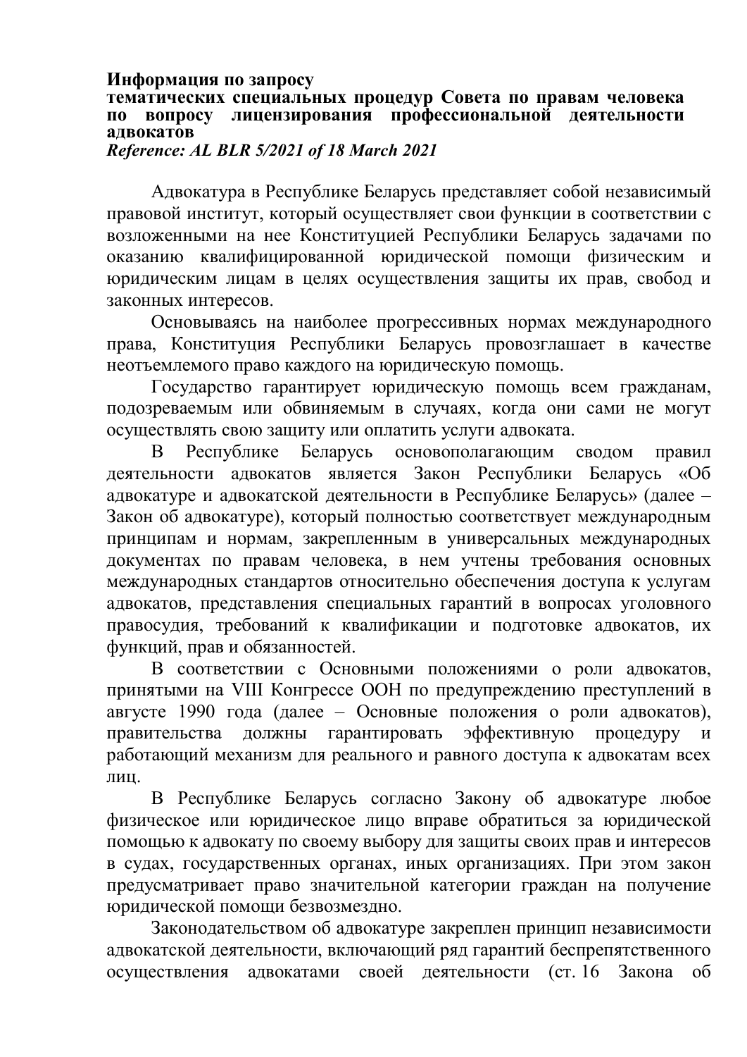**Информация по запросу**
**тематических специальных процедур Совета по правам человека по вопросу лицензирования профессиональной деятельности адвокатов**
***Reference: AL BLR 5/2021 of 18 March 2021***

Адвокатура в Республике Беларусь представляет собой независимый правовой институт, который осуществляет свои функции в соответствии с возложенными на нее Конституцией Республики Беларусь задачами по оказанию квалифицированной юридической помощи физическим и юридическим лицам в целях осуществления защиты их прав, свобод и законных интересов.

Основываясь на наиболее прогрессивных нормах международного права, Конституция Республики Беларусь провозглашает в качестве неотъемлемого право каждого на юридическую помощь.

Государство гарантирует юридическую помощь всем гражданам, подозреваемым или обвиняемым в случаях, когда они сами не могут осуществлять свою защиту или оплатить услуги адвоката.

В Республике Беларусь основополагающим сводом правил деятельности адвокатов является Закон Республики Беларусь «Об адвокатуре и адвокатской деятельности в Республике Беларусь» (далее – Закон об адвокатуре), который полностью соответствует международным принципам и нормам, закрепленным в универсальных международных документах по правам человека, в нем учтены требования основных международных стандартов относительно обеспечения доступа к услугам адвокатов, представления специальных гарантий в вопросах уголовного правосудия, требований к квалификации и подготовке адвокатов, их функций, прав и обязанностей.

В соответствии с Основными положениями о роли адвокатов, принятыми на VIII Конгрессе ООН по предупреждению преступлений в августе 1990 года (далее – Основные положения о роли адвокатов), правительства должны гарантировать эффективную процедуру и работающий механизм для реального и равного доступа к адвокатам всех лиц.

В Республике Беларусь согласно Закону об адвокатуре любое физическое или юридическое лицо вправе обратиться за юридической помощью к адвокату по своему выбору для защиты своих прав и интересов в судах, государственных органах, иных организациях. При этом закон предусматривает право значительной категории граждан на получение юридической помощи безвозмездно.

Законодательством об адвокатуре закреплен принцип независимости адвокатской деятельности, включающий ряд гарантий беспрепятственного осуществления адвокатами своей деятельности (ст. 16 Закона об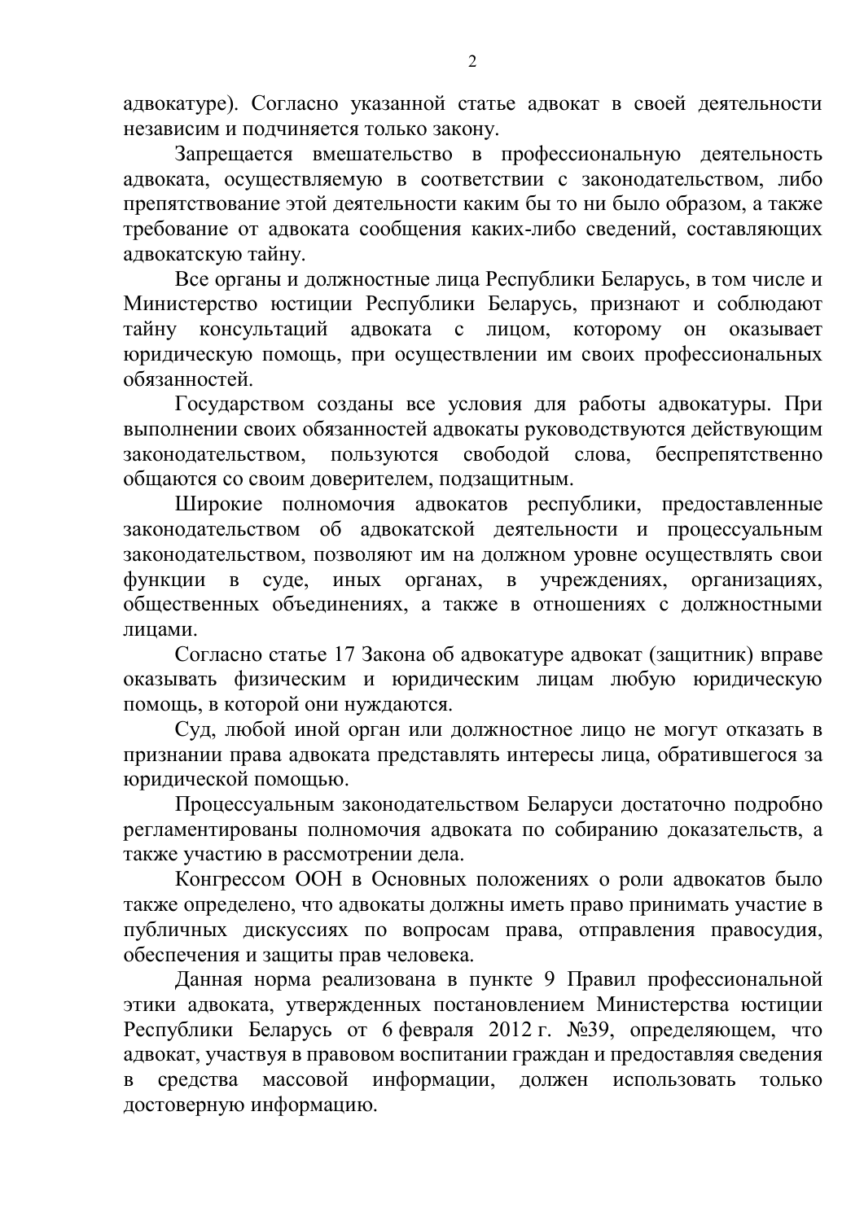адвокатуре). Согласно указанной статье адвокат в своей деятельности независим и подчиняется только закону.

Запрещается вмешательство в профессиональную деятельность адвоката, осуществляемую в соответствии с законодательством, либо препятствование этой деятельности каким бы то ни было образом, а также требование от адвоката сообщения каких-либо сведений, составляющих адвокатскую тайну.

Все органы и должностные лица Республики Беларусь, в том числе и Министерство юстиции Республики Беларусь, признают и соблюдают тайну консультаций адвоката с лицом, которому он оказывает юридическую помощь, при осуществлении им своих профессиональных обязанностей.

Государством созданы все условия для работы адвокатуры. При выполнении своих обязанностей адвокаты руководствуются действующим законодательством, пользуются свободой слова, беспрепятственно общаются со своим доверителем, подзащитным.

Широкие полномочия адвокатов республики, предоставленные законодательством об адвокатской деятельности и процессуальным законодательством, позволяют им на должном уровне осуществлять свои функции в суде, иных органах, в учреждениях, организациях, общественных объединениях, а также в отношениях с должностными лицами.

Согласно статье 17 Закона об адвокатуре адвокат (защитник) вправе оказывать физическим и юридическим лицам любую юридическую помощь, в которой они нуждаются.

Суд, любой иной орган или должностное лицо не могут отказать в признании права адвоката представлять интересы лица, обратившегося за юридической помощью.

Процессуальным законодательством Беларуси достаточно подробно регламентированы полномочия адвоката по собиранию доказательств, а также участию в рассмотрении дела.

Конгрессом ООН в Основных положениях о роли адвокатов было также определено, что адвокаты должны иметь право принимать участие в публичных дискуссиях по вопросам права, отправления правосудия, обеспечения и защиты прав человека.

Данная норма реализована в пункте 9 Правил профессиональной этики адвоката, утвержденных постановлением Министерства юстиции Республики Беларусь от 6 февраля 2012 г. №39, определяющем, что адвокат, участвуя в правовом воспитании граждан и предоставляя сведения в средства массовой информации, должен использовать только достоверную информацию.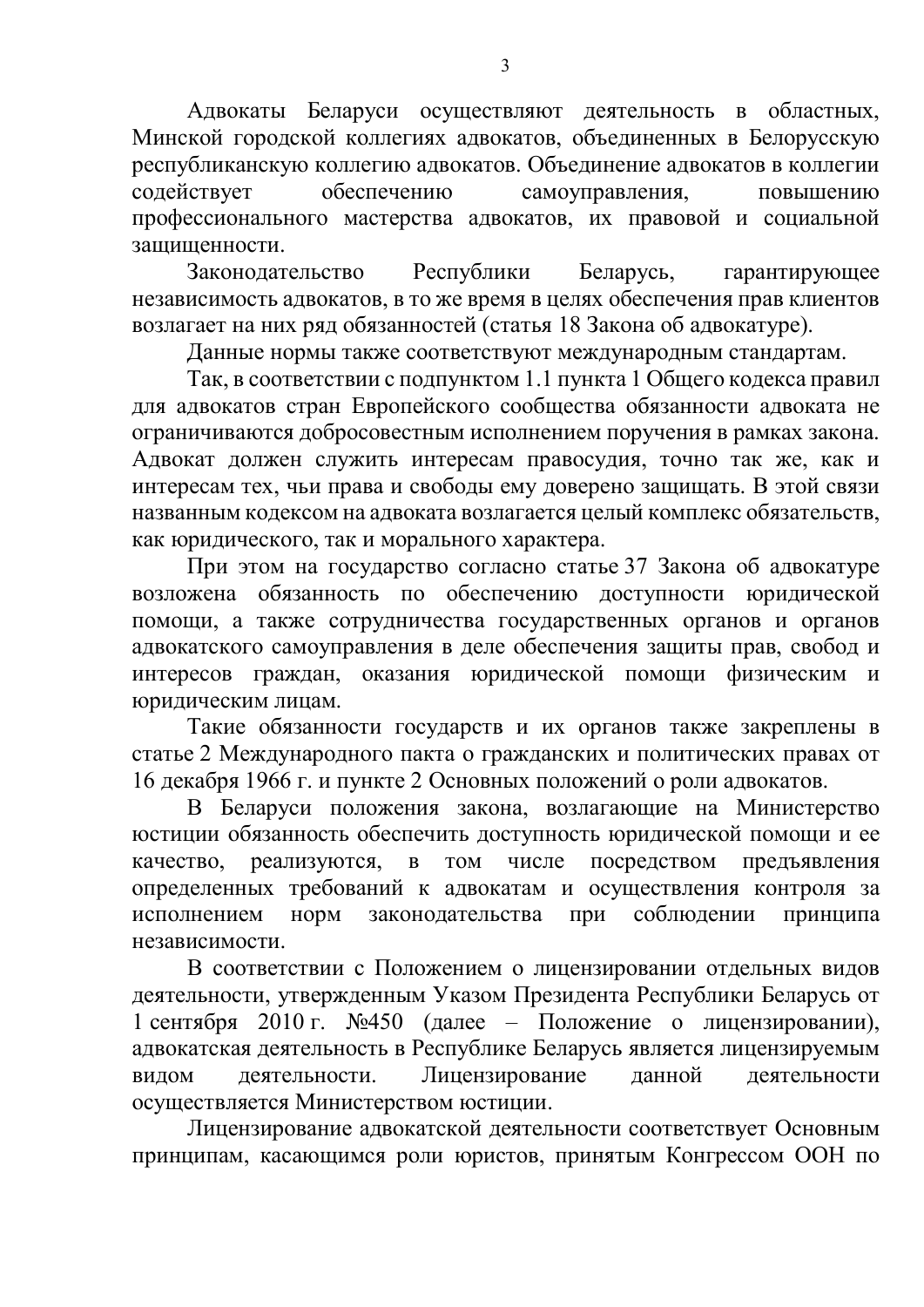Адвокаты Беларуси осуществляют деятельность в областных, Минской городской коллегиях адвокатов, объединенных в Белорусскую республиканскую коллегию адвокатов. Объединение адвокатов в коллегии содействует обеспечению самоуправления, повышению профессионального мастерства адвокатов, их правовой и социальной защищенности.

Законодательство Республики Беларусь, гарантирующее независимость адвокатов, в то же время в целях обеспечения прав клиентов возлагает на них ряд обязанностей (статья 18 Закона об адвокатуре).

Данные нормы также соответствуют международным стандартам.

Так, в соответствии с подпунктом 1.1 пункта 1 Общего кодекса правил для адвокатов стран Европейского сообщества обязанности адвоката не ограничиваются добросовестным исполнением поручения в рамках закона. Адвокат должен служить интересам правосудия, точно так же, как и интересам тех, чьи права и свободы ему доверено защищать. В этой связи названным кодексом на адвоката возлагается целый комплекс обязательств, как юридического, так и морального характера.

При этом на государство согласно статье 37 Закона об адвокатуре возложена обязанность по обеспечению доступности юридической помощи, а также сотрудничества государственных органов и органов адвокатского самоуправления в деле обеспечения защиты прав, свобод и интересов граждан, оказания юридической помощи физическим и юридическим лицам.

Такие обязанности государств и их органов также закреплены в статье 2 Международного пакта о гражданских и политических правах от 16 декабря 1966 г. и пункте 2 Основных положений о роли адвокатов.

В Беларуси положения закона, возлагающие на Министерство юстиции обязанность обеспечить доступность юридической помощи и ее качество, реализуются, в том числе посредством предъявления определенных требований к адвокатам и осуществления контроля за исполнением норм законодательства при соблюдении принципа независимости.

В соответствии с Положением о лицензировании отдельных видов деятельности, утвержденным Указом Президента Республики Беларусь от 1 сентября 2010 г. №450 (далее – Положение о лицензировании), адвокатская деятельность в Республике Беларусь является лицензируемым видом деятельности. Лицензирование данной деятельности осуществляется Министерством юстиции.

Лицензирование адвокатской деятельности соответствует Основным принципам, касающимся роли юристов, принятым Конгрессом ООН по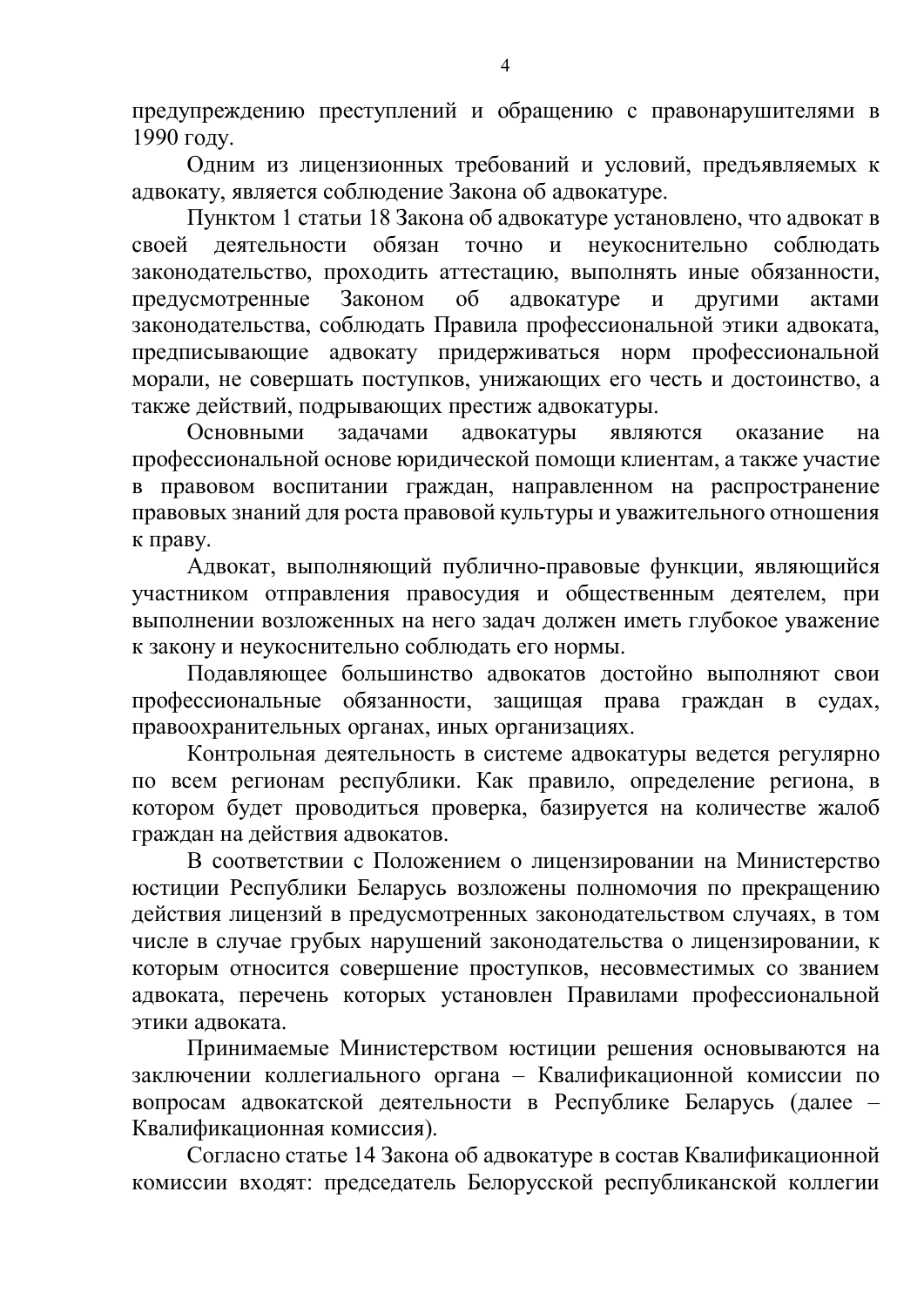предупреждению преступлений и обращению с правонарушителями в 1990 году.

Одним из лицензионных требований и условий, предъявляемых к адвокату, является соблюдение Закона об адвокатуре.

Пунктом 1 статьи 18 Закона об адвокатуре установлено, что адвокат в своей деятельности обязан точно и неукоснительно соблюдать законодательство, проходить аттестацию, выполнять иные обязанности, предусмотренные Законом об адвокатуре и другими актами законодательства, соблюдать Правила профессиональной этики адвоката, предписывающие адвокату придерживаться норм профессиональной морали, не совершать поступков, унижающих его честь и достоинство, а также действий, подрывающих престиж адвокатуры.

Основными задачами адвокатуры являются оказание на профессиональной основе юридической помощи клиентам, а также участие в правовом воспитании граждан, направленном на распространение правовых знаний для роста правовой культуры и уважительного отношения к праву.

Адвокат, выполняющий публично-правовые функции, являющийся участником отправления правосудия и общественным деятелем, при выполнении возложенных на него задач должен иметь глубокое уважение к закону и неукоснительно соблюдать его нормы.

Подавляющее большинство адвокатов достойно выполняют свои профессиональные обязанности, защищая права граждан в судах, правоохранительных органах, иных организациях.

Контрольная деятельность в системе адвокатуры ведется регулярно по всем регионам республики. Как правило, определение региона, в котором будет проводиться проверка, базируется на количестве жалоб граждан на действия адвокатов.

В соответствии с Положением о лицензировании на Министерство юстиции Республики Беларусь возложены полномочия по прекращению действия лицензий в предусмотренных законодательством случаях, в том числе в случае грубых нарушений законодательства о лицензировании, к которым относится совершение проступков, несовместимых со званием адвоката, перечень которых установлен Правилами профессиональной этики адвоката.

Принимаемые Министерством юстиции решения основываются на заключении коллегиального органа – Квалификационной комиссии по вопросам адвокатской деятельности в Республике Беларусь (далее – Квалификационная комиссия).

Согласно статье 14 Закона об адвокатуре в состав Квалификационной комиссии входят: председатель Белорусской республиканской коллегии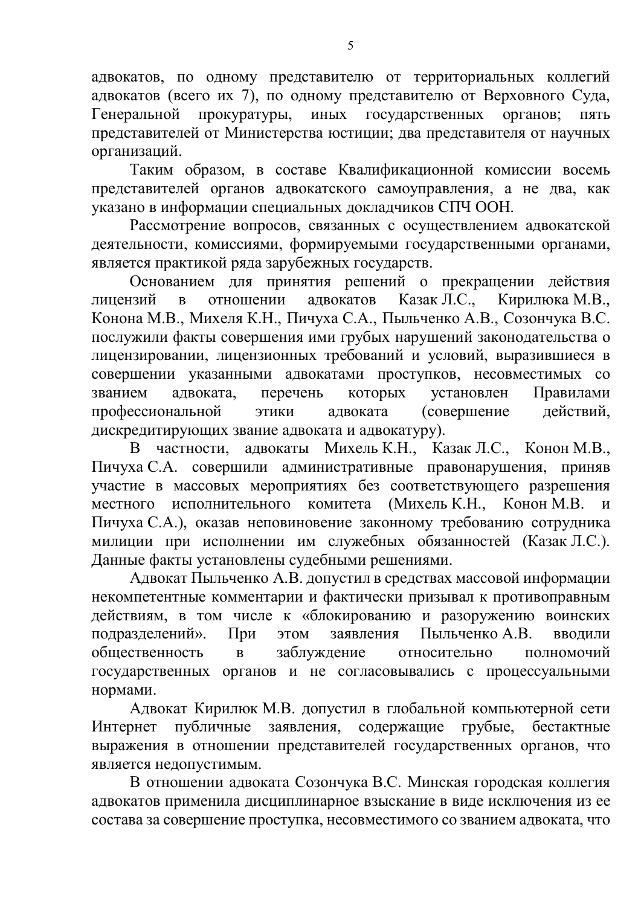адвокатов, по одному представителю от территориальных коллегий адвокатов (всего их 7), по одному представителю от Верховного Суда, Генеральной прокуратуры, иных государственных органов; пять представителей от Министерства юстиции; два представителя от научных организаций.

Таким образом, в составе Квалификационной комиссии восемь представителей органов адвокатского самоуправления, а не два, как указано в информации специальных докладчиков СПЧ ООН.

Рассмотрение вопросов, связанных с осуществлением адвокатской деятельности, комиссиями, формируемыми государственными органами, является практикой ряда зарубежных государств.

Основанием для принятия решений о прекращении действия лицензий в отношении адвокатов Казак Л.С., Кирилюка М.В., Конона М.В., Михеля К.Н., Пичуха С.А., Пыльченко А.В., Созончука В.С. послужили факты совершения ими грубых нарушений законодательства о лицензировании, лицензионных требований и условий, выразившиеся в совершении указанными адвокатами проступков, несовместимых со званием адвоката, перечень которых установлен Правилами профессиональной этики адвоката (совершение действий, дискредитирующих звание адвоката и адвокатуру).

В частности, адвокаты Михель К.Н., Казак Л.С., Конон М.В., Пичуха С.А. совершили административные правонарушения, приняв участие в массовых мероприятиях без соответствующего разрешения местного исполнительного комитета (Михель К.Н., Конон М.В. и Пичуха С.А.), оказав неповиновение законному требованию сотрудника милиции при исполнении им служебных обязанностей (Казак Л.С.). Данные факты установлены судебными решениями.

Адвокат Пыльченко А.В. допустил в средствах массовой информации некомпетентные комментарии и фактически призывал к противоправным действиям, в том числе к «блокированию и разоружению воинских подразделений». При этом заявления Пыльченко А.В. вводили общественность в заблуждение относительно полномочий государственных органов и не согласовывались с процессуальными нормами.

Адвокат Кирилюк М.В. допустил в глобальной компьютерной сети Интернет публичные заявления, содержащие грубые, бестактные выражения в отношении представителей государственных органов, что является недопустимым.

В отношении адвоката Созончука В.С. Минская городская коллегия адвокатов применила дисциплинарное взыскание в виде исключения из ее состава за совершение проступка, несовместимого со званием адвоката, что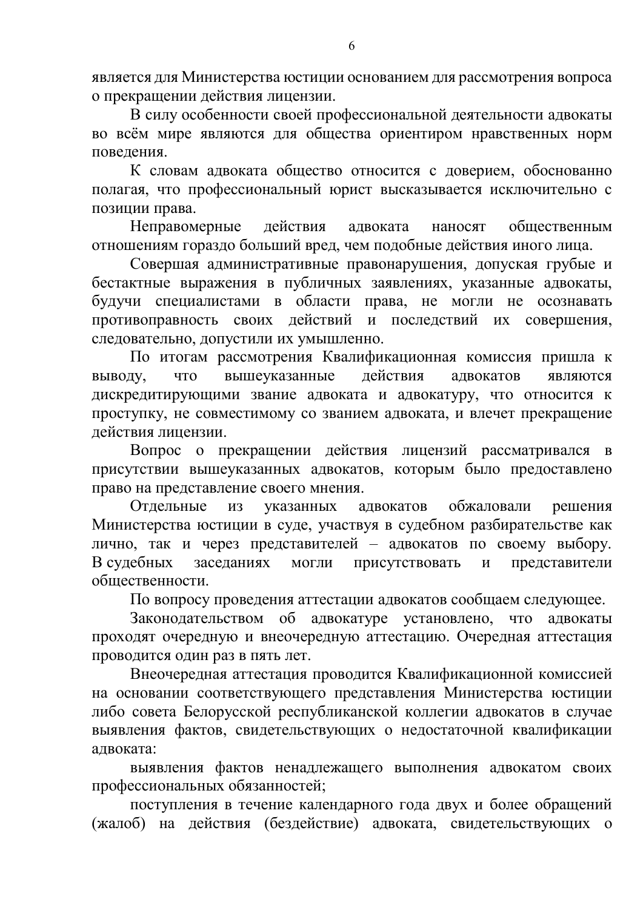является для Министерства юстиции основанием для рассмотрения вопроса о прекращении действия лицензии.

В силу особенности своей профессиональной деятельности адвокаты во всём мире являются для общества ориентиром нравственных норм поведения.

К словам адвоката общество относится с доверием, обоснованно полагая, что профессиональный юрист высказывается исключительно с позиции права.

Неправомерные действия адвоката наносят общественным отношениям гораздо больший вред, чем подобные действия иного лица.

Совершая административные правонарушения, допуская грубые и бестактные выражения в публичных заявлениях, указанные адвокаты, будучи специалистами в области права, не могли не осознавать противоправность своих действий и последствий их совершения, следовательно, допустили их умышленно.

По итогам рассмотрения Квалификационная комиссия пришла к выводу, что вышеуказанные действия адвокатов являются дискредитирующими звание адвоката и адвокатуру, что относится к проступку, не совместимому со званием адвоката, и влечет прекращение действия лицензии.

Вопрос о прекращении действия лицензий рассматривался в присутствии вышеуказанных адвокатов, которым было предоставлено право на представление своего мнения.

Отдельные из указанных адвокатов обжаловали решения Министерства юстиции в суде, участвуя в судебном разбирательстве как лично, так и через представителей – адвокатов по своему выбору. В судебных заседаниях могли присутствовать и представители общественности.

По вопросу проведения аттестации адвокатов сообщаем следующее.

Законодательством об адвокатуре установлено, что адвокаты проходят очередную и внеочередную аттестацию. Очередная аттестация проводится один раз в пять лет.

Внеочередная аттестация проводится Квалификационной комиссией на основании соответствующего представления Министерства юстиции либо совета Белорусской республиканской коллегии адвокатов в случае выявления фактов, свидетельствующих о недостаточной квалификации адвоката:

выявления фактов ненадлежащего выполнения адвокатом своих профессиональных обязанностей;

поступления в течение календарного года двух и более обращений (жалоб) на действия (бездействие) адвоката, свидетельствующих о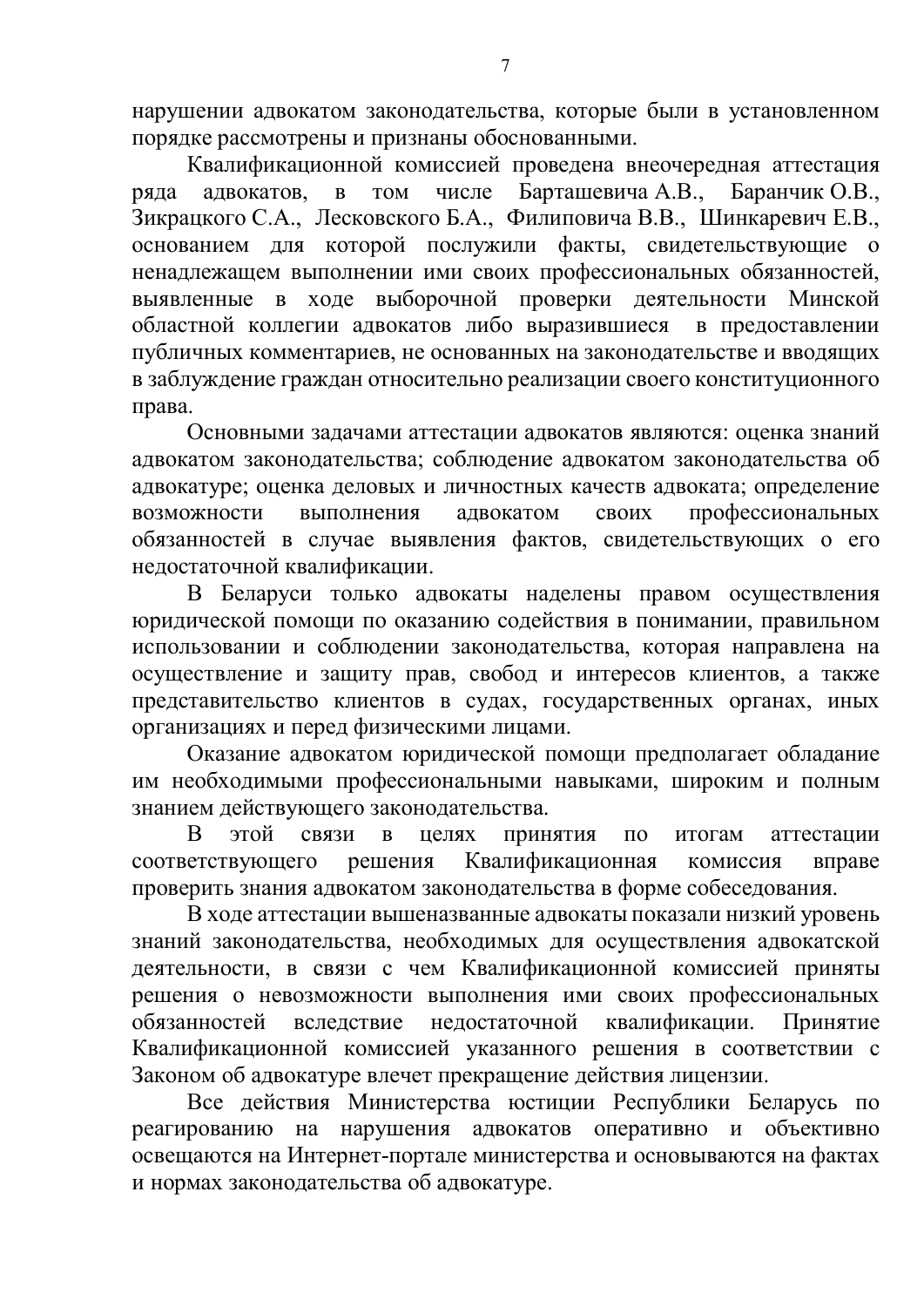нарушении адвокатом законодательства, которые были в установленном порядке рассмотрены и признаны обоснованными.

Квалификационной комиссией проведена внеочередная аттестация ряда адвокатов, в том числе Барташевича А.В., Баранчик О.В., Зикрацкого С.А., Лесковского Б.А., Филиповича В.В., Шинкаревич Е.В., основанием для которой послужили факты, свидетельствующие о ненадлежащем выполнении ими своих профессиональных обязанностей, выявленные в ходе выборочной проверки деятельности Минской областной коллегии адвокатов либо выразившиеся в предоставлении публичных комментариев, не основанных на законодательстве и вводящих в заблуждение граждан относительно реализации своего конституционного права.

Основными задачами аттестации адвокатов являются: оценка знаний адвокатом законодательства; соблюдение адвокатом законодательства об адвокатуре; оценка деловых и личностных качеств адвоката; определение возможности выполнения адвокатом своих профессиональных обязанностей в случае выявления фактов, свидетельствующих о его недостаточной квалификации.

В Беларуси только адвокаты наделены правом осуществления юридической помощи по оказанию содействия в понимании, правильном использовании и соблюдении законодательства, которая направлена на осуществление и защиту прав, свобод и интересов клиентов, а также представительство клиентов в судах, государственных органах, иных организациях и перед физическими лицами.

Оказание адвокатом юридической помощи предполагает обладание им необходимыми профессиональными навыками, широким и полным знанием действующего законодательства.

В этой связи в целях принятия по итогам аттестации соответствующего решения Квалификационная комиссия вправе проверить знания адвокатом законодательства в форме собеседования.

В ходе аттестации вышеназванные адвокаты показали низкий уровень знаний законодательства, необходимых для осуществления адвокатской деятельности, в связи с чем Квалификационной комиссией приняты решения о невозможности выполнения ими своих профессиональных обязанностей вследствие недостаточной квалификации. Принятие Квалификационной комиссией указанного решения в соответствии с Законом об адвокатуре влечет прекращение действия лицензии.

Все действия Министерства юстиции Республики Беларусь по реагированию на нарушения адвокатов оперативно и объективно освещаются на Интернет-портале министерства и основываются на фактах и нормах законодательства об адвокатуре.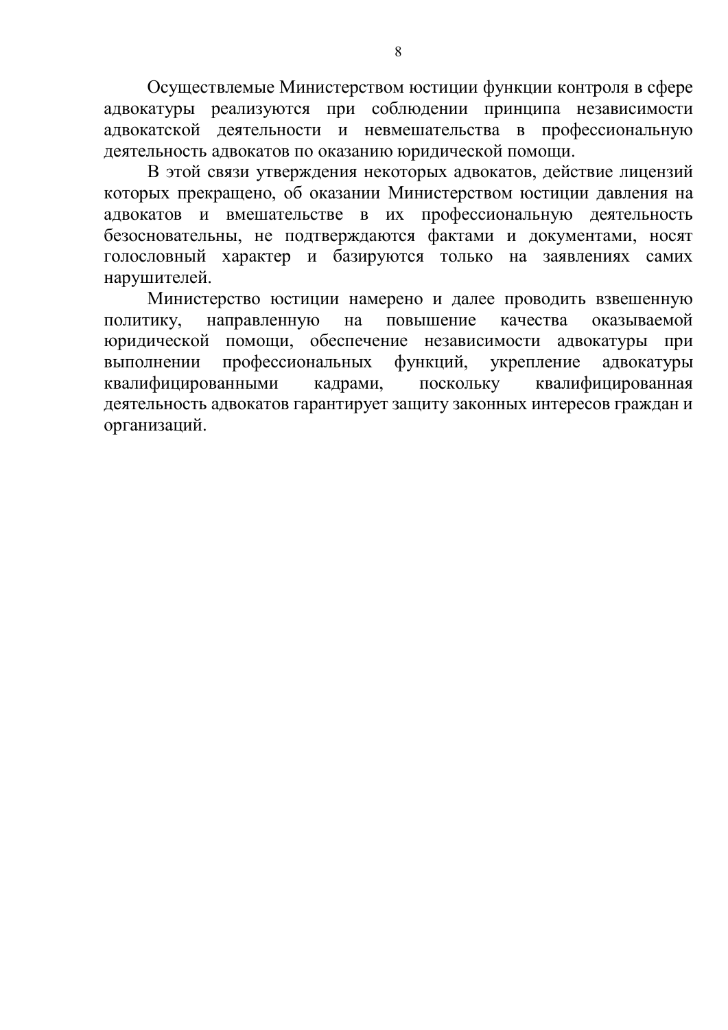Осуществлемые Министерством юстиции функции контроля в сфере адвокатуры реализуются при соблюдении принципа независимости адвокатской деятельности и невмешательства в профессиональную деятельность адвокатов по оказанию юридической помощи.

В этой связи утверждения некоторых адвокатов, действие лицензий которых прекращено, об оказании Министерством юстиции давления на адвокатов и вмешательстве в их профессиональную деятельность безосновательны, не подтверждаются фактами и документами, носят голословный характер и базируются только на заявлениях самих нарушителей.

Министерство юстиции намерено и далее проводить взвешенную политику, направленную на повышение качества оказываемой юридической помощи, обеспечение независимости адвокатуры при выполнении профессиональных функций, укрепление адвокатуры квалифицированными кадрами, поскольку квалифицированная деятельность адвокатов гарантирует защиту законных интересов граждан и организаций.